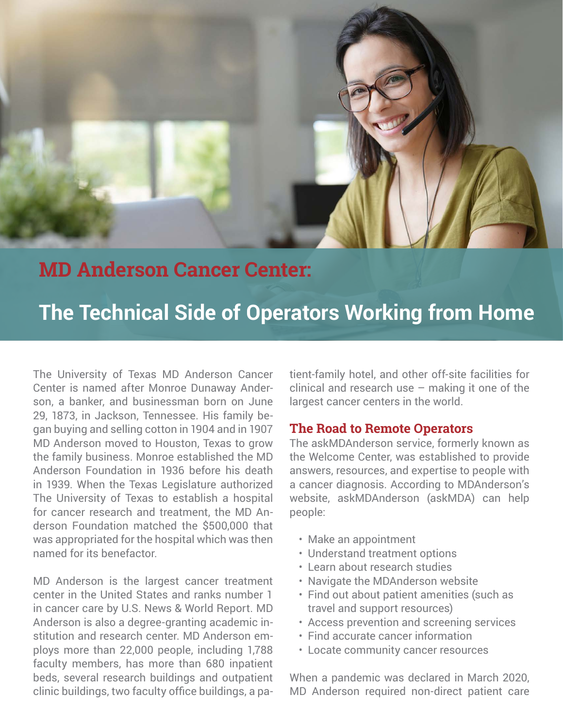# MD Anderson Cancer Center:

## The Technical Side of Operators Working from Home

The University of Texas MD Anderson Cancer Center is named after Monroe Dunaway Anderson, a banker, and businessman born on June 29, 1873, in Jackson, Tennessee. His family began buying and selling cotton in 1904 and in 1907 MD Anderson moved to Houston, Texas to grow the family business. Monroe established the MD Anderson Foundation in 1936 before his death in 1939. When the Texas Legislature authorized The University of Texas to establish a hospital for cancer research and treatment, the MD Anderson Foundation matched the $500,000 that was appropriated for the hospital which was then named for its benefactor.

MD Anderson is the largest cancer treatment center in the United States and ranks number 1 in cancer care by U.S. News & World Report. MD Anderson is also a degree-granting academic institution and research center. MD Anderson employs more than 22,000 people, including 1,788 faculty members, has more than 680 inpatient beds, several research buildings and outpatient clinic buildings, two faculty office buildings, a patient-family hotel, and other off-site facilities for clinical and research use – making it one of the largest cancer centers in the world.

### The Road to Remote Operators

The askMDAnderson service, formerly known as the Welcome Center, was established to provide answers, resources, and expertise to people with a cancer diagnosis. According to MDAnderson's website, askMDAnderson (askMDA) can help people:

- Make an appointment
- Understand treatment options
- Learn about research studies
- Navigate the MDAnderson website
- Find out about patient amenities (such as travel and support resources)
- Access prevention and screening services
- Find accurate cancer information
- Locate community cancer resources

When a pandemic was declared in March 2020, MD Anderson required non-direct patient care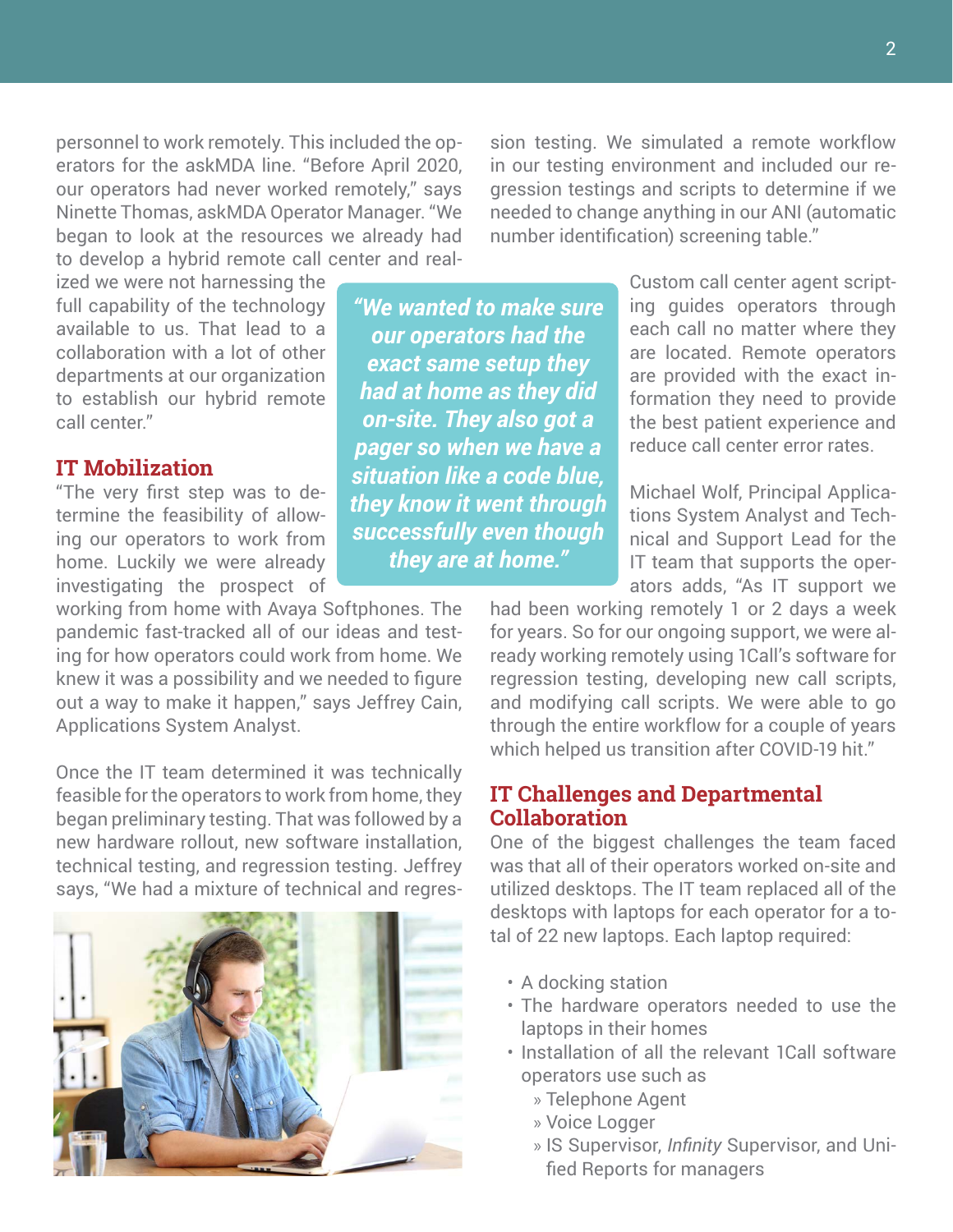personnel to work remotely. This included the operators for the askMDA line. "Before April 2020, our operators had never worked remotely," says Ninette Thomas, askMDA Operator Manager. "We began to look at the resources we already had to develop a hybrid remote call center and realized we were not harnessing the full capability of the technology available to us. That lead to a collaboration with a lot of other departments at our organization to establish our hybrid remote call center."

## IT Mobilization

"The very first step was to determine the feasibility of allowing our operators to work from home. Luckily we were already investigating the prospect of working from home with Avaya Softphones. The pandemic fast-tracked all of our ideas and testing for how operators could work from home. We knew it was a possibility and we needed to figure out a way to make it happen," says Jeffrey Cain, Applications System Analyst.

Once the IT team determined it was technically feasible for the operators to work from home, they began preliminary testing. That was followed by a new hardware rollout, new software installation, technical testing, and regression testing. Jeffrey says, "We had a mixture of technical and regression testing. We simulated a remote workflow in our testing environment and included our regression testings and scripts to determine if we needed to change anything in our ANI (automatic number identification) screening table."

> ***"We wanted to make sure our operators had the exact same setup they had at home as they did on-site. They also got a pager so when we have a situation like a code blue, they know it went through successfully even though they are at home."***

Custom call center agent scripting guides operators through each call no matter where they are located. Remote operators are provided with the exact information they need to provide the best patient experience and reduce call center error rates.

Michael Wolf, Principal Applications System Analyst and Technical and Support Lead for the IT team that supports the operators adds, "As IT support we had been working remotely 1 or 2 days a week for years. So for our ongoing support, we were already working remotely using 1Call's software for regression testing, developing new call scripts, and modifying call scripts. We were able to go through the entire workflow for a couple of years which helped us transition after COVID-19 hit."

## IT Challenges and Departmental Collaboration

One of the biggest challenges the team faced was that all of their operators worked on-site and utilized desktops. The IT team replaced all of the desktops with laptops for each operator for a total of 22 new laptops. Each laptop required:

- A docking station
- The hardware operators needed to use the laptops in their homes
- Installation of all the relevant 1Call software operators use such as
  - Telephone Agent
  - Voice Logger
  - IS Supervisor, *Infinity* Supervisor, and Unified Reports for managers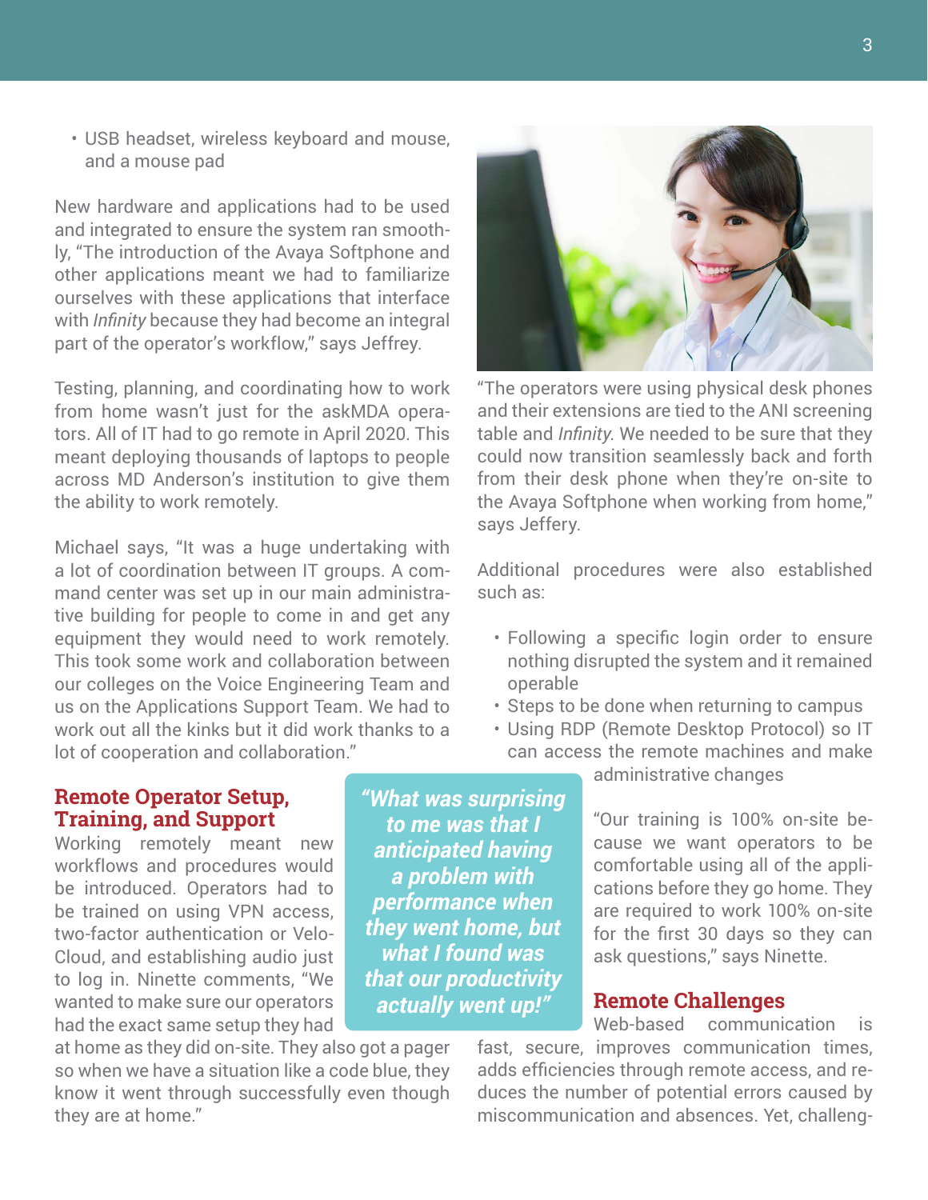- USB headset, wireless keyboard and mouse, and a mouse pad

New hardware and applications had to be used and integrated to ensure the system ran smoothly, "The introduction of the Avaya Softphone and other applications meant we had to familiarize ourselves with these applications that interface with *Infinity* because they had become an integral part of the operator's workflow," says Jeffrey.

Testing, planning, and coordinating how to work from home wasn't just for the askMDA operators. All of IT had to go remote in April 2020. This meant deploying thousands of laptops to people across MD Anderson's institution to give them the ability to work remotely.

Michael says, "It was a huge undertaking with a lot of coordination between IT groups. A command center was set up in our main administrative building for people to come in and get any equipment they would need to work remotely. This took some work and collaboration between our colleges on the Voice Engineering Team and us on the Applications Support Team. We had to work out all the kinks but it did work thanks to a lot of cooperation and collaboration."

## Remote Operator Setup, Training, and Support

Working remotely meant new workflows and procedures would be introduced. Operators had to be trained on using VPN access, two-factor authentication or VeloCloud, and establishing audio just to log in. Ninette comments, "We wanted to make sure our operators had the exact same setup they had at home as they did on-site. They also got a pager so when we have a situation like a code blue, they know it went through successfully even though they are at home."

> ***"What was surprising to me was that I anticipated having a problem with performance when they went home, but what I found was that our productivity actually went up!"***

"The operators were using physical desk phones and their extensions are tied to the ANI screening table and *Infinity*. We needed to be sure that they could now transition seamlessly back and forth from their desk phone when they're on-site to the Avaya Softphone when working from home," says Jeffery.

Additional procedures were also established such as:

- Following a specific login order to ensure nothing disrupted the system and it remained operable
- Steps to be done when returning to campus
- Using RDP (Remote Desktop Protocol) so IT can access the remote machines and make administrative changes

"Our training is 100% on-site because we want operators to be comfortable using all of the applications before they go home. They are required to work 100% on-site for the first 30 days so they can ask questions," says Ninette.

## Remote Challenges

Web-based communication is fast, secure, improves communication times, adds efficiencies through remote access, and reduces the number of potential errors caused by miscommunication and absences. Yet, challeng-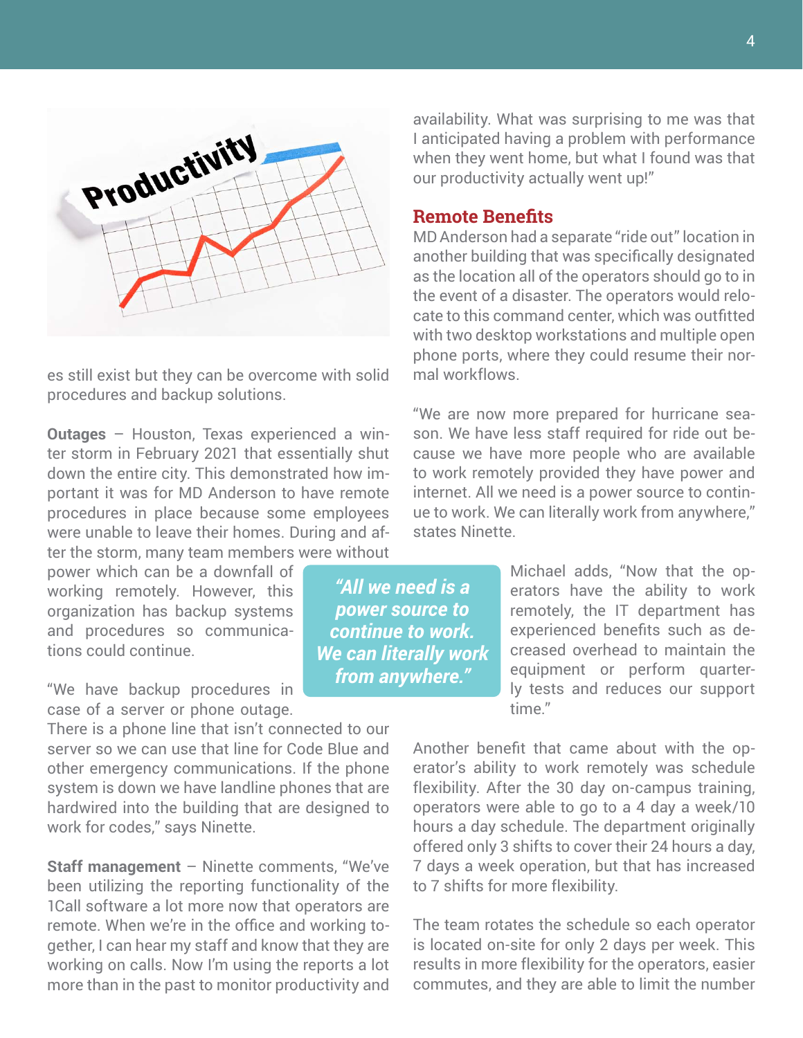es still exist but they can be overcome with solid procedures and backup solutions.

**Outages** – Houston, Texas experienced a winter storm in February 2021 that essentially shut down the entire city. This demonstrated how important it was for MD Anderson to have remote procedures in place because some employees were unable to leave their homes. During and after the storm, many team members were without power which can be a downfall of working remotely. However, this organization has backup systems and procedures so communications could continue.

"We have backup procedures in case of a server or phone outage. There is a phone line that isn't connected to our server so we can use that line for Code Blue and other emergency communications. If the phone system is down we have landline phones that are hardwired into the building that are designed to work for codes," says Ninette.

**Staff management** – Ninette comments, "We've been utilizing the reporting functionality of the 1Call software a lot more now that operators are remote. When we're in the office and working together, I can hear my staff and know that they are working on calls. Now I'm using the reports a lot more than in the past to monitor productivity and availability. What was surprising to me was that I anticipated having a problem with performance when they went home, but what I found was that our productivity actually went up!"

## Remote Benefits

MD Anderson had a separate "ride out" location in another building that was specifically designated as the location all of the operators should go to in the event of a disaster. The operators would relocate to this command center, which was outfitted with two desktop workstations and multiple open phone ports, where they could resume their normal workflows.

"We are now more prepared for hurricane season. We have less staff required for ride out because we have more people who are available to work remotely provided they have power and internet. All we need is a power source to continue to work. We can literally work from anywhere," states Ninette.

> *"All we need is a power source to continue to work. We can literally work from anywhere."*

Michael adds, "Now that the operators have the ability to work remotely, the IT department has experienced benefits such as decreased overhead to maintain the equipment or perform quarterly tests and reduces our support time."

Another benefit that came about with the operator's ability to work remotely was schedule flexibility. After the 30 day on-campus training, operators were able to go to a 4 day a week/10 hours a day schedule. The department originally offered only 3 shifts to cover their 24 hours a day, 7 days a week operation, but that has increased to 7 shifts for more flexibility.

The team rotates the schedule so each operator is located on-site for only 2 days per week. This results in more flexibility for the operators, easier commutes, and they are able to limit the number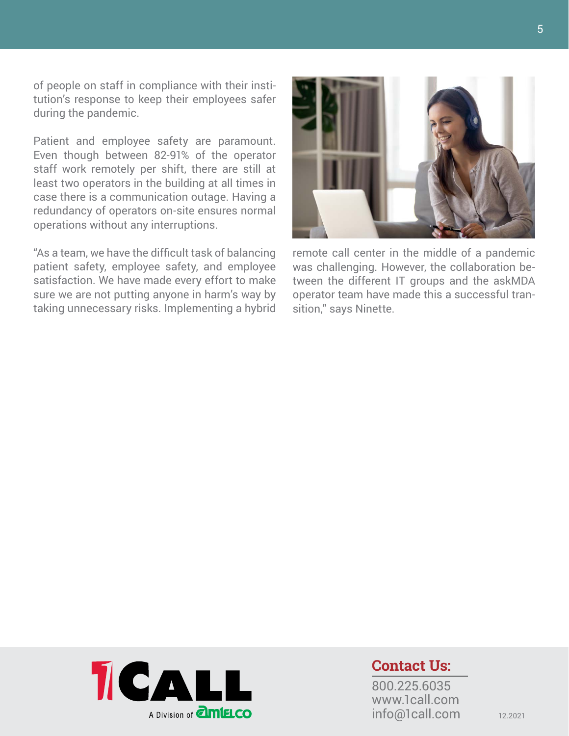of people on staff in compliance with their institution's response to keep their employees safer during the pandemic.

Patient and employee safety are paramount. Even though between 82-91% of the operator staff work remotely per shift, there are still at least two operators in the building at all times in case there is a communication outage. Having a redundancy of operators on-site ensures normal operations without any interruptions.

"As a team, we have the difficult task of balancing patient safety, employee safety, and employee satisfaction. We have made every effort to make sure we are not putting anyone in harm's way by taking unnecessary risks. Implementing a hybrid remote call center in the middle of a pandemic was challenging. However, the collaboration between the different IT groups and the askMDA operator team have made this a successful transition," says Ninette.

1CALL
A Division of amtelco

**Contact Us:**

800.225.6035
www.1call.com
info@1call.com

12.2021